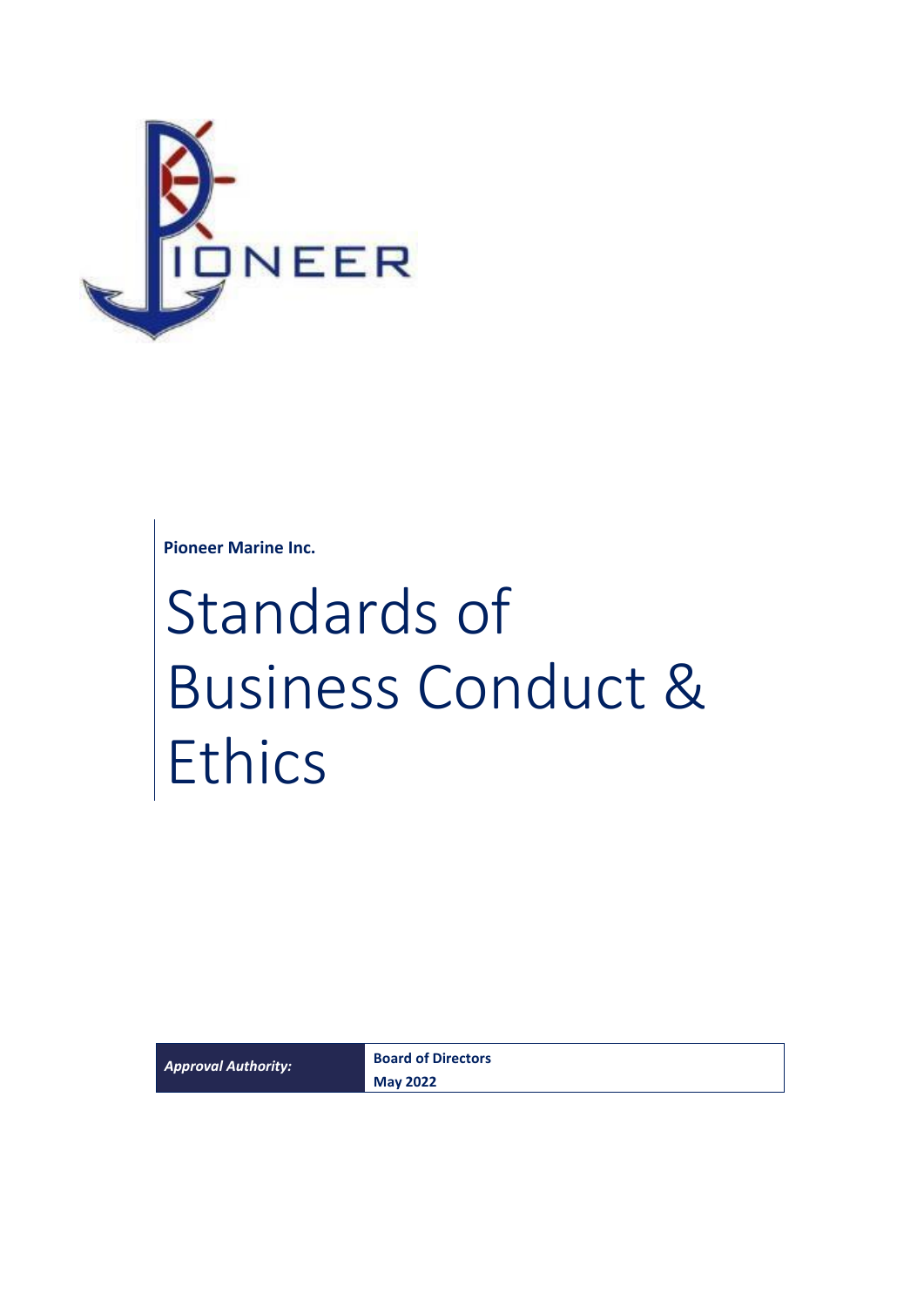**Pioneer Marine Inc.**

# Standards of Business Conduct & Ethics

| *Approval Authority:* | **Board of Directors** **May 2022** |
| --- | --- |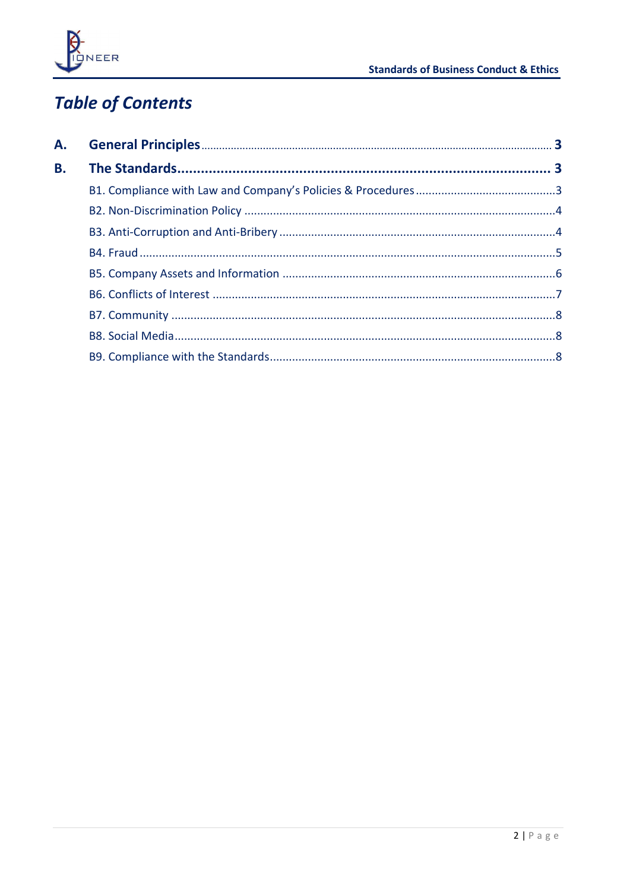# *Table of Contents*

**A. General Principles** ..... **3**

**B. The Standards** ..... **3**

- B1. Compliance with Law and Company's Policies & Procedures ..... 3
- B2. Non-Discrimination Policy ..... 4
- B3. Anti-Corruption and Anti-Bribery ..... 4
- B4. Fraud ..... 5
- B5. Company Assets and Information ..... 6
- B6. Conflicts of Interest ..... 7
- B7. Community ..... 8
- B8. Social Media ..... 8
- B9. Compliance with the Standards ..... 8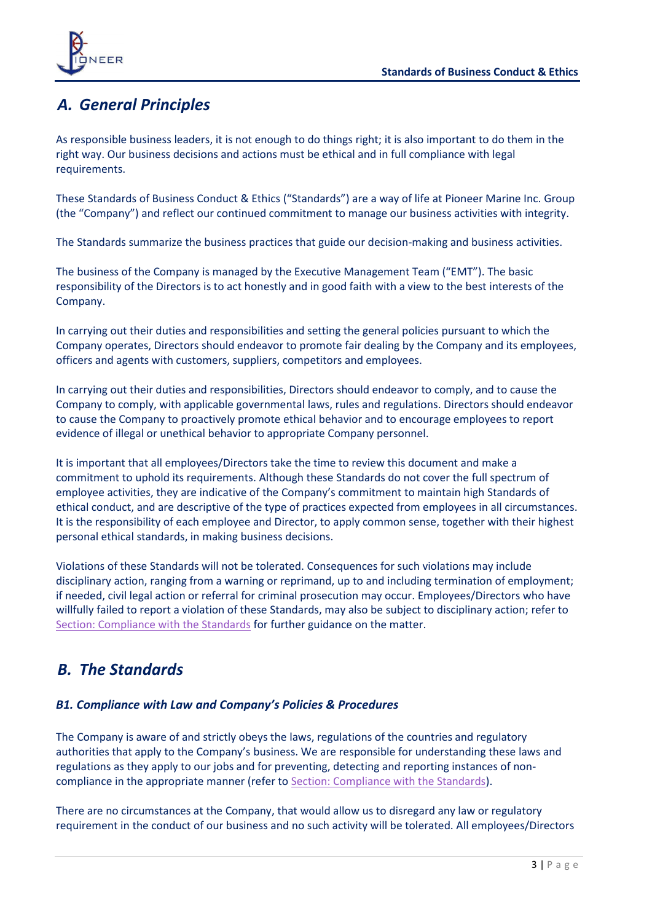## *A. General Principles*

As responsible business leaders, it is not enough to do things right; it is also important to do them in the right way. Our business decisions and actions must be ethical and in full compliance with legal requirements.

These Standards of Business Conduct & Ethics ("Standards") are a way of life at Pioneer Marine Inc. Group (the "Company") and reflect our continued commitment to manage our business activities with integrity.

The Standards summarize the business practices that guide our decision-making and business activities.

The business of the Company is managed by the Executive Management Team ("EMT"). The basic responsibility of the Directors is to act honestly and in good faith with a view to the best interests of the Company.

In carrying out their duties and responsibilities and setting the general policies pursuant to which the Company operates, Directors should endeavor to promote fair dealing by the Company and its employees, officers and agents with customers, suppliers, competitors and employees.

In carrying out their duties and responsibilities, Directors should endeavor to comply, and to cause the Company to comply, with applicable governmental laws, rules and regulations. Directors should endeavor to cause the Company to proactively promote ethical behavior and to encourage employees to report evidence of illegal or unethical behavior to appropriate Company personnel.

It is important that all employees/Directors take the time to review this document and make a commitment to uphold its requirements. Although these Standards do not cover the full spectrum of employee activities, they are indicative of the Company's commitment to maintain high Standards of ethical conduct, and are descriptive of the type of practices expected from employees in all circumstances. It is the responsibility of each employee and Director, to apply common sense, together with their highest personal ethical standards, in making business decisions.

Violations of these Standards will not be tolerated. Consequences for such violations may include disciplinary action, ranging from a warning or reprimand, up to and including termination of employment; if needed, civil legal action or referral for criminal prosecution may occur. Employees/Directors who have willfully failed to report a violation of these Standards, may also be subject to disciplinary action; refer to Section: Compliance with the Standards for further guidance on the matter.

## *B. The Standards*

### *B1. Compliance with Law and Company's Policies & Procedures*

The Company is aware of and strictly obeys the laws, regulations of the countries and regulatory authorities that apply to the Company's business. We are responsible for understanding these laws and regulations as they apply to our jobs and for preventing, detecting and reporting instances of non-compliance in the appropriate manner (refer to Section: Compliance with the Standards).

There are no circumstances at the Company, that would allow us to disregard any law or regulatory requirement in the conduct of our business and no such activity will be tolerated. All employees/Directors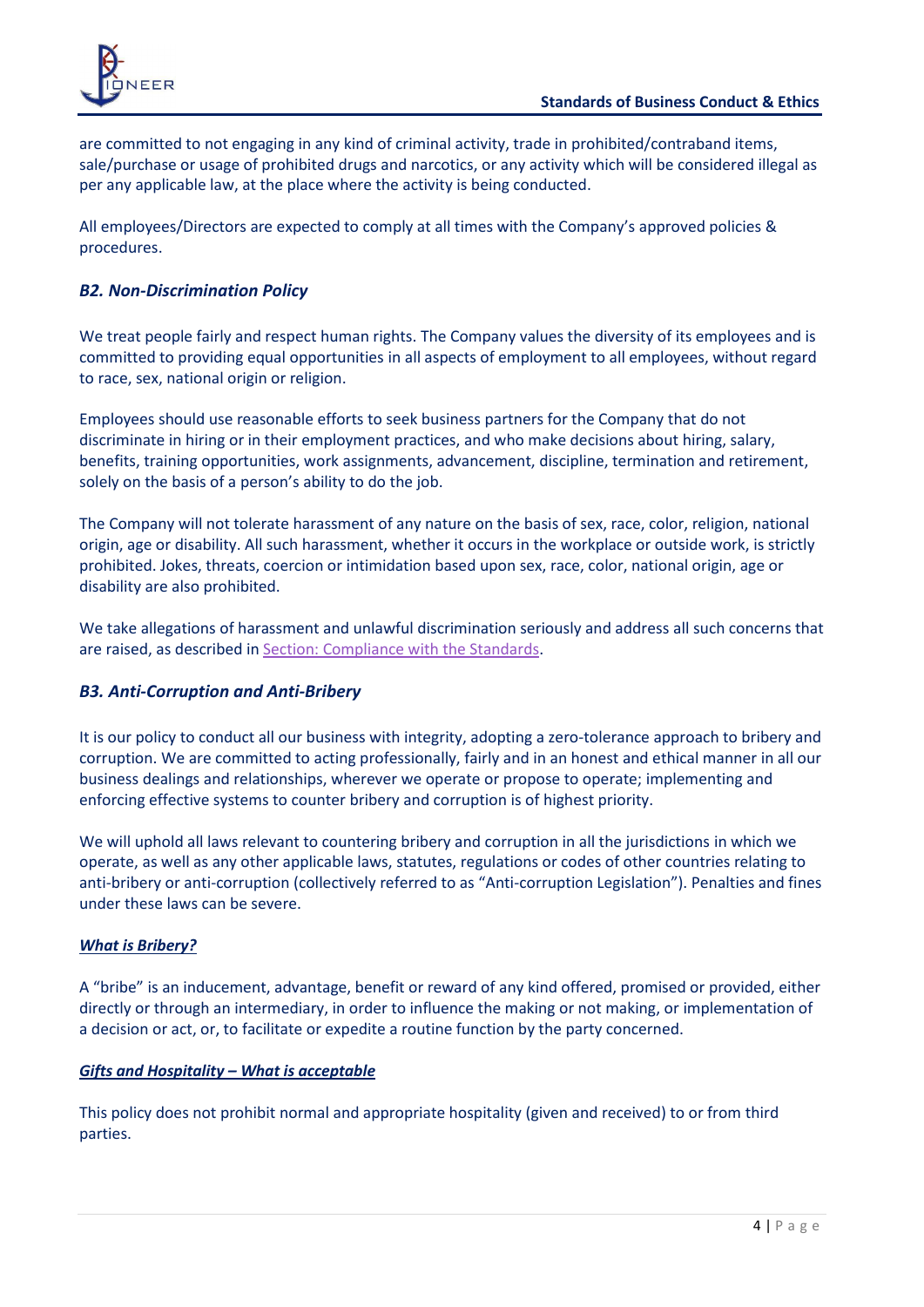are committed to not engaging in any kind of criminal activity, trade in prohibited/contraband items, sale/purchase or usage of prohibited drugs and narcotics, or any activity which will be considered illegal as per any applicable law, at the place where the activity is being conducted.

All employees/Directors are expected to comply at all times with the Company's approved policies & procedures.

### *B2. Non-Discrimination Policy*

We treat people fairly and respect human rights. The Company values the diversity of its employees and is committed to providing equal opportunities in all aspects of employment to all employees, without regard to race, sex, national origin or religion.

Employees should use reasonable efforts to seek business partners for the Company that do not discriminate in hiring or in their employment practices, and who make decisions about hiring, salary, benefits, training opportunities, work assignments, advancement, discipline, termination and retirement, solely on the basis of a person's ability to do the job.

The Company will not tolerate harassment of any nature on the basis of sex, race, color, religion, national origin, age or disability. All such harassment, whether it occurs in the workplace or outside work, is strictly prohibited. Jokes, threats, coercion or intimidation based upon sex, race, color, national origin, age or disability are also prohibited.

We take allegations of harassment and unlawful discrimination seriously and address all such concerns that are raised, as described in Section: Compliance with the Standards.

### *B3. Anti-Corruption and Anti-Bribery*

It is our policy to conduct all our business with integrity, adopting a zero-tolerance approach to bribery and corruption. We are committed to acting professionally, fairly and in an honest and ethical manner in all our business dealings and relationships, wherever we operate or propose to operate; implementing and enforcing effective systems to counter bribery and corruption is of highest priority.

We will uphold all laws relevant to countering bribery and corruption in all the jurisdictions in which we operate, as well as any other applicable laws, statutes, regulations or codes of other countries relating to anti-bribery or anti-corruption (collectively referred to as "Anti-corruption Legislation"). Penalties and fines under these laws can be severe.

***What is Bribery?***

A "bribe" is an inducement, advantage, benefit or reward of any kind offered, promised or provided, either directly or through an intermediary, in order to influence the making or not making, or implementation of a decision or act, or, to facilitate or expedite a routine function by the party concerned.

***Gifts and Hospitality – What is acceptable***

This policy does not prohibit normal and appropriate hospitality (given and received) to or from third parties.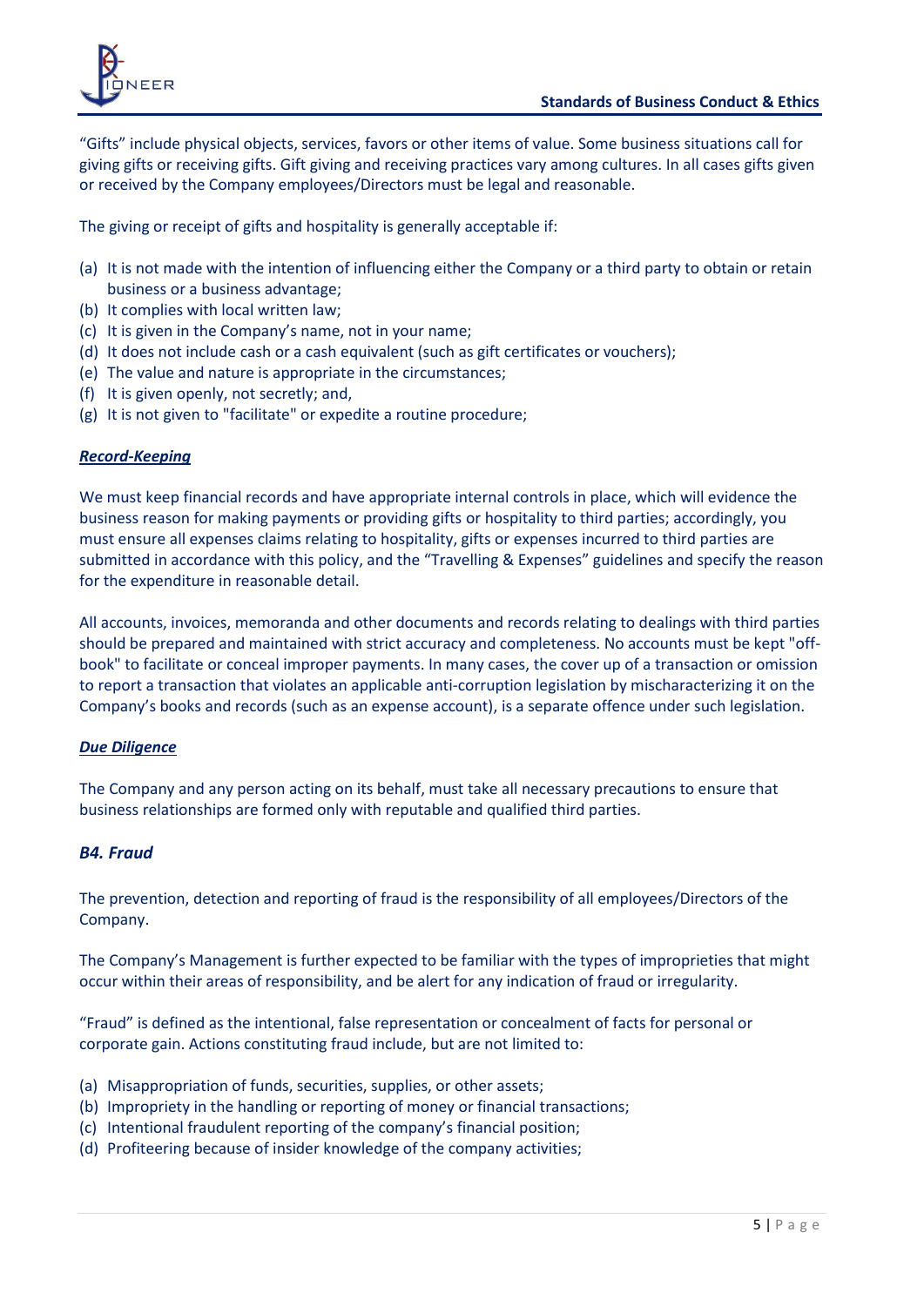"Gifts" include physical objects, services, favors or other items of value. Some business situations call for giving gifts or receiving gifts. Gift giving and receiving practices vary among cultures. In all cases gifts given or received by the Company employees/Directors must be legal and reasonable.

The giving or receipt of gifts and hospitality is generally acceptable if:

(a) It is not made with the intention of influencing either the Company or a third party to obtain or retain business or a business advantage;
(b) It complies with local written law;
(c) It is given in the Company's name, not in your name;
(d) It does not include cash or a cash equivalent (such as gift certificates or vouchers);
(e) The value and nature is appropriate in the circumstances;
(f) It is given openly, not secretly; and,
(g) It is not given to "facilitate" or expedite a routine procedure;

***Record-Keeping***

We must keep financial records and have appropriate internal controls in place, which will evidence the business reason for making payments or providing gifts or hospitality to third parties; accordingly, you must ensure all expenses claims relating to hospitality, gifts or expenses incurred to third parties are submitted in accordance with this policy, and the "Travelling & Expenses" guidelines and specify the reason for the expenditure in reasonable detail.

All accounts, invoices, memoranda and other documents and records relating to dealings with third parties should be prepared and maintained with strict accuracy and completeness. No accounts must be kept "off-book" to facilitate or conceal improper payments. In many cases, the cover up of a transaction or omission to report a transaction that violates an applicable anti-corruption legislation by mischaracterizing it on the Company's books and records (such as an expense account), is a separate offence under such legislation.

***Due Diligence***

The Company and any person acting on its behalf, must take all necessary precautions to ensure that business relationships are formed only with reputable and qualified third parties.

### *B4. Fraud*

The prevention, detection and reporting of fraud is the responsibility of all employees/Directors of the Company.

The Company's Management is further expected to be familiar with the types of improprieties that might occur within their areas of responsibility, and be alert for any indication of fraud or irregularity.

"Fraud" is defined as the intentional, false representation or concealment of facts for personal or corporate gain. Actions constituting fraud include, but are not limited to:

(a) Misappropriation of funds, securities, supplies, or other assets;
(b) Impropriety in the handling or reporting of money or financial transactions;
(c) Intentional fraudulent reporting of the company's financial position;
(d) Profiteering because of insider knowledge of the company activities;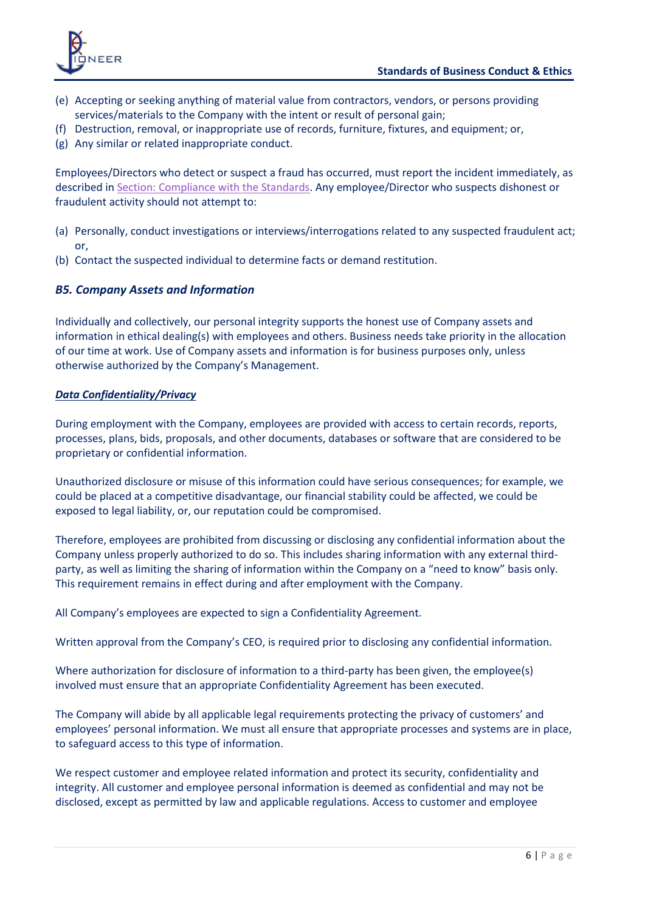(e) Accepting or seeking anything of material value from contractors, vendors, or persons providing services/materials to the Company with the intent or result of personal gain;
(f) Destruction, removal, or inappropriate use of records, furniture, fixtures, and equipment; or,
(g) Any similar or related inappropriate conduct.

Employees/Directors who detect or suspect a fraud has occurred, must report the incident immediately, as described in Section: Compliance with the Standards. Any employee/Director who suspects dishonest or fraudulent activity should not attempt to:

(a) Personally, conduct investigations or interviews/interrogations related to any suspected fraudulent act; or,
(b) Contact the suspected individual to determine facts or demand restitution.

### *B5. Company Assets and Information*

Individually and collectively, our personal integrity supports the honest use of Company assets and information in ethical dealing(s) with employees and others. Business needs take priority in the allocation of our time at work. Use of Company assets and information is for business purposes only, unless otherwise authorized by the Company's Management.

***Data Confidentiality/Privacy***

During employment with the Company, employees are provided with access to certain records, reports, processes, plans, bids, proposals, and other documents, databases or software that are considered to be proprietary or confidential information.

Unauthorized disclosure or misuse of this information could have serious consequences; for example, we could be placed at a competitive disadvantage, our financial stability could be affected, we could be exposed to legal liability, or, our reputation could be compromised.

Therefore, employees are prohibited from discussing or disclosing any confidential information about the Company unless properly authorized to do so. This includes sharing information with any external third-party, as well as limiting the sharing of information within the Company on a "need to know" basis only. This requirement remains in effect during and after employment with the Company.

All Company's employees are expected to sign a Confidentiality Agreement.

Written approval from the Company's CEO, is required prior to disclosing any confidential information.

Where authorization for disclosure of information to a third-party has been given, the employee(s) involved must ensure that an appropriate Confidentiality Agreement has been executed.

The Company will abide by all applicable legal requirements protecting the privacy of customers' and employees' personal information. We must all ensure that appropriate processes and systems are in place, to safeguard access to this type of information.

We respect customer and employee related information and protect its security, confidentiality and integrity. All customer and employee personal information is deemed as confidential and may not be disclosed, except as permitted by law and applicable regulations. Access to customer and employee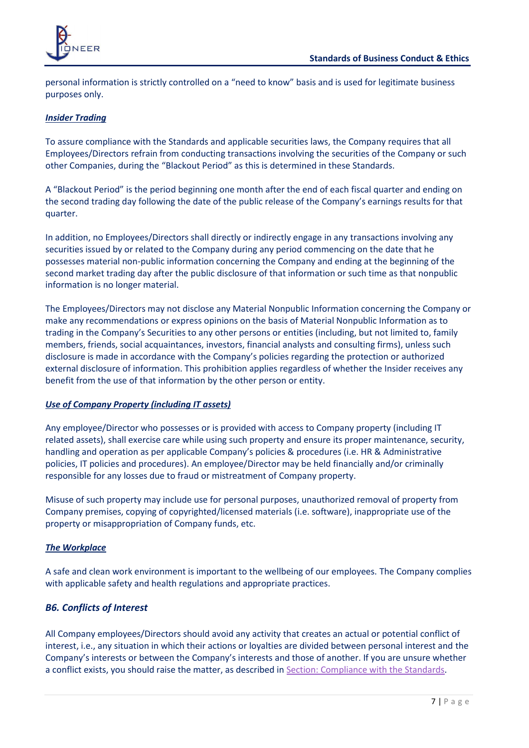personal information is strictly controlled on a "need to know" basis and is used for legitimate business purposes only.

***Insider Trading***

To assure compliance with the Standards and applicable securities laws, the Company requires that all Employees/Directors refrain from conducting transactions involving the securities of the Company or such other Companies, during the "Blackout Period" as this is determined in these Standards.

A "Blackout Period" is the period beginning one month after the end of each fiscal quarter and ending on the second trading day following the date of the public release of the Company's earnings results for that quarter.

In addition, no Employees/Directors shall directly or indirectly engage in any transactions involving any securities issued by or related to the Company during any period commencing on the date that he possesses material non-public information concerning the Company and ending at the beginning of the second market trading day after the public disclosure of that information or such time as that nonpublic information is no longer material.

The Employees/Directors may not disclose any Material Nonpublic Information concerning the Company or make any recommendations or express opinions on the basis of Material Nonpublic Information as to trading in the Company's Securities to any other persons or entities (including, but not limited to, family members, friends, social acquaintances, investors, financial analysts and consulting firms), unless such disclosure is made in accordance with the Company's policies regarding the protection or authorized external disclosure of information. This prohibition applies regardless of whether the Insider receives any benefit from the use of that information by the other person or entity.

***Use of Company Property (including IT assets)***

Any employee/Director who possesses or is provided with access to Company property (including IT related assets), shall exercise care while using such property and ensure its proper maintenance, security, handling and operation as per applicable Company's policies & procedures (i.e. HR & Administrative policies, IT policies and procedures). An employee/Director may be held financially and/or criminally responsible for any losses due to fraud or mistreatment of Company property.

Misuse of such property may include use for personal purposes, unauthorized removal of property from Company premises, copying of copyrighted/licensed materials (i.e. software), inappropriate use of the property or misappropriation of Company funds, etc.

***The Workplace***

A safe and clean work environment is important to the wellbeing of our employees. The Company complies with applicable safety and health regulations and appropriate practices.

## *B6. Conflicts of Interest*

All Company employees/Directors should avoid any activity that creates an actual or potential conflict of interest, i.e., any situation in which their actions or loyalties are divided between personal interest and the Company's interests or between the Company's interests and those of another. If you are unsure whether a conflict exists, you should raise the matter, as described in Section: Compliance with the Standards.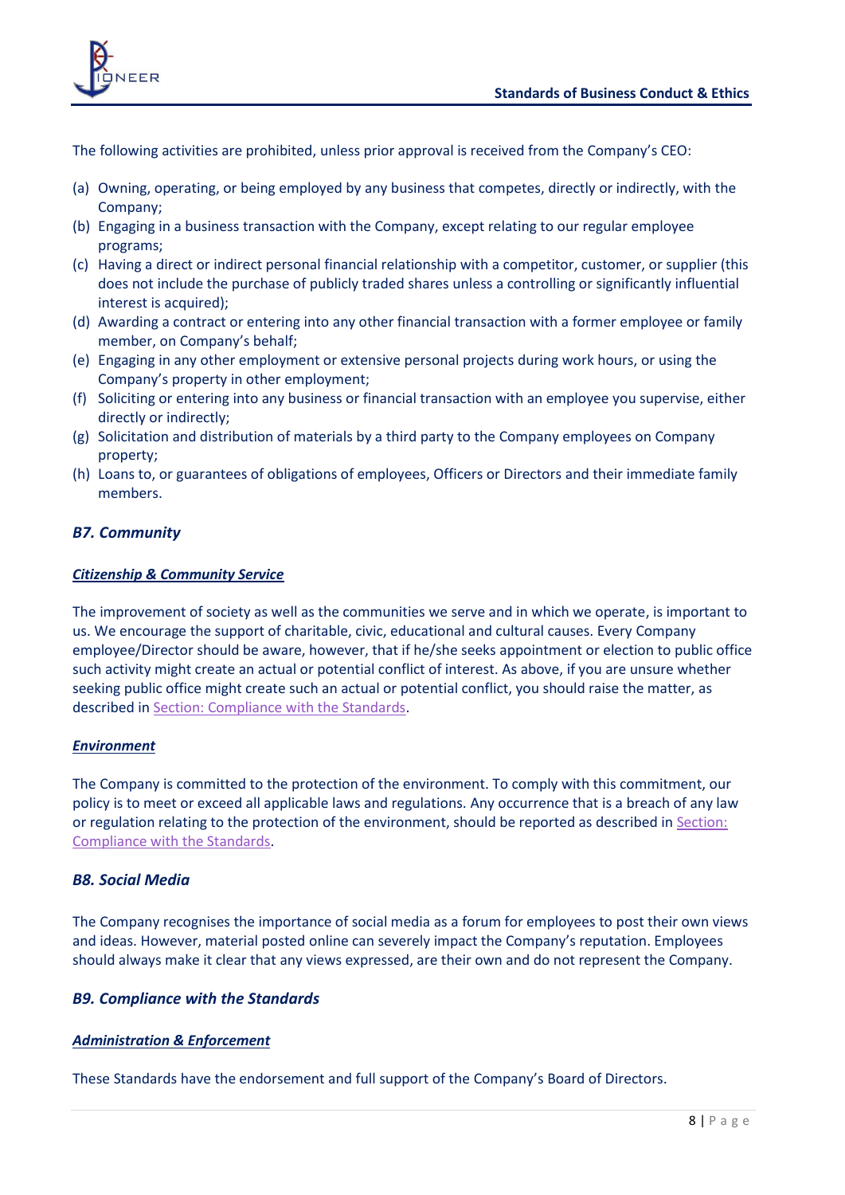The following activities are prohibited, unless prior approval is received from the Company's CEO:

(a) Owning, operating, or being employed by any business that competes, directly or indirectly, with the Company;
(b) Engaging in a business transaction with the Company, except relating to our regular employee programs;
(c) Having a direct or indirect personal financial relationship with a competitor, customer, or supplier (this does not include the purchase of publicly traded shares unless a controlling or significantly influential interest is acquired);
(d) Awarding a contract or entering into any other financial transaction with a former employee or family member, on Company's behalf;
(e) Engaging in any other employment or extensive personal projects during work hours, or using the Company's property in other employment;
(f) Soliciting or entering into any business or financial transaction with an employee you supervise, either directly or indirectly;
(g) Solicitation and distribution of materials by a third party to the Company employees on Company property;
(h) Loans to, or guarantees of obligations of employees, Officers or Directors and their immediate family members.

### *B7. Community*

***<u>Citizenship & Community Service</u>***

The improvement of society as well as the communities we serve and in which we operate, is important to us. We encourage the support of charitable, civic, educational and cultural causes. Every Company employee/Director should be aware, however, that if he/she seeks appointment or election to public office such activity might create an actual or potential conflict of interest. As above, if you are unsure whether seeking public office might create such an actual or potential conflict, you should raise the matter, as described in Section: Compliance with the Standards.

***<u>Environment</u>***

The Company is committed to the protection of the environment. To comply with this commitment, our policy is to meet or exceed all applicable laws and regulations. Any occurrence that is a breach of any law or regulation relating to the protection of the environment, should be reported as described in Section: Compliance with the Standards.

### *B8. Social Media*

The Company recognises the importance of social media as a forum for employees to post their own views and ideas. However, material posted online can severely impact the Company's reputation. Employees should always make it clear that any views expressed, are their own and do not represent the Company.

### *B9. Compliance with the Standards*

***<u>Administration & Enforcement</u>***

These Standards have the endorsement and full support of the Company's Board of Directors.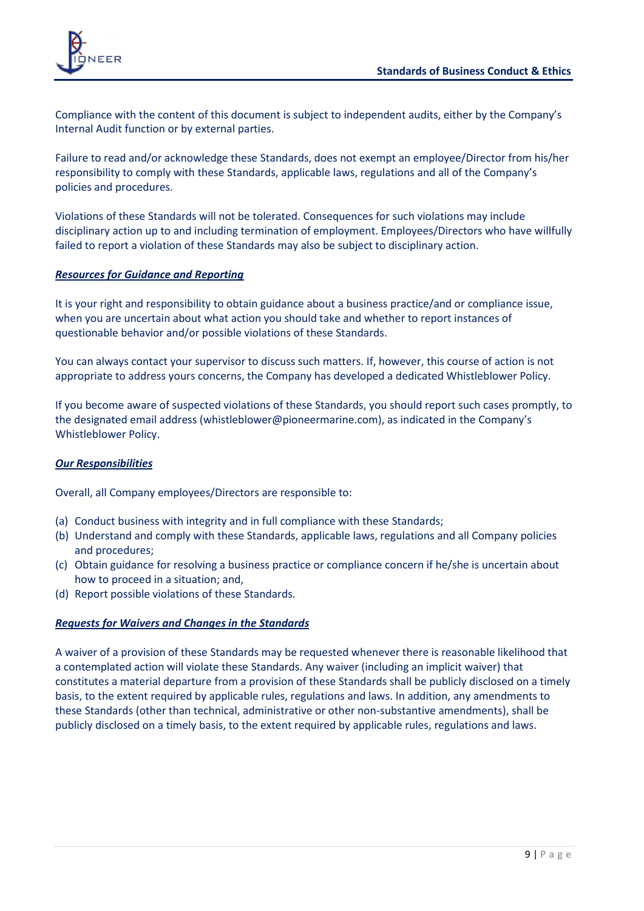Compliance with the content of this document is subject to independent audits, either by the Company's Internal Audit function or by external parties.

Failure to read and/or acknowledge these Standards, does not exempt an employee/Director from his/her responsibility to comply with these Standards, applicable laws, regulations and all of the Company's policies and procedures.

Violations of these Standards will not be tolerated. Consequences for such violations may include disciplinary action up to and including termination of employment. Employees/Directors who have willfully failed to report a violation of these Standards may also be subject to disciplinary action.

***Resources for Guidance and Reporting***

It is your right and responsibility to obtain guidance about a business practice/and or compliance issue, when you are uncertain about what action you should take and whether to report instances of questionable behavior and/or possible violations of these Standards.

You can always contact your supervisor to discuss such matters. If, however, this course of action is not appropriate to address yours concerns, the Company has developed a dedicated Whistleblower Policy.

If you become aware of suspected violations of these Standards, you should report such cases promptly, to the designated email address (whistleblower@pioneermarine.com), as indicated in the Company's Whistleblower Policy.

***Our Responsibilities***

Overall, all Company employees/Directors are responsible to:

(a) Conduct business with integrity and in full compliance with these Standards;
(b) Understand and comply with these Standards, applicable laws, regulations and all Company policies and procedures;
(c) Obtain guidance for resolving a business practice or compliance concern if he/she is uncertain about how to proceed in a situation; and,
(d) Report possible violations of these Standards.

***Requests for Waivers and Changes in the Standards***

A waiver of a provision of these Standards may be requested whenever there is reasonable likelihood that a contemplated action will violate these Standards. Any waiver (including an implicit waiver) that constitutes a material departure from a provision of these Standards shall be publicly disclosed on a timely basis, to the extent required by applicable rules, regulations and laws. In addition, any amendments to these Standards (other than technical, administrative or other non-substantive amendments), shall be publicly disclosed on a timely basis, to the extent required by applicable rules, regulations and laws.